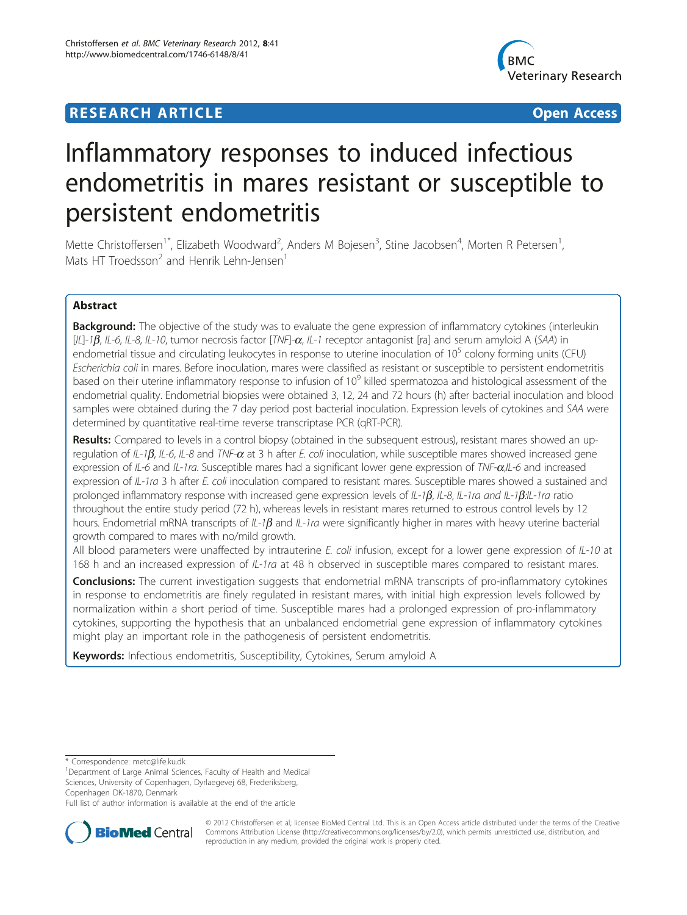**RESEARCH ARTICLE** **Open Access**

# Inflammatory responses to induced infectious endometritis in mares resistant or susceptible to persistent endometritis

Mette Christoffersen[1*], Elizabeth Woodward[2], Anders M Bojesen[3], Stine Jacobsen[4], Morten R Petersen[1], Mats HT Troedsson[2] and Henrik Lehn-Jensen[1]

## Abstract

**Background:** The objective of the study was to evaluate the gene expression of inflammatory cytokines (interleukin [*IL*]-*1β*, *IL-6*, *IL-8*, *IL-10*, tumor necrosis factor [*TNF*]-*α*, *IL-1* receptor antagonist [ra] and serum amyloid A (*SAA*) in endometrial tissue and circulating leukocytes in response to uterine inoculation of $10^5$ colony forming units (CFU) *Escherichia coli* in mares. Before inoculation, mares were classified as resistant or susceptible to persistent endometritis based on their uterine inflammatory response to infusion of $10^9$ killed spermatozoa and histological assessment of the endometrial quality. Endometrial biopsies were obtained 3, 12, 24 and 72 hours (h) after bacterial inoculation and blood samples were obtained during the 7 day period post bacterial inoculation. Expression levels of cytokines and *SAA* were determined by quantitative real-time reverse transcriptase PCR (qRT-PCR).

**Results:** Compared to levels in a control biopsy (obtained in the subsequent estrous), resistant mares showed an up-regulation of *IL-1β*, *IL-6*, *IL-8* and *TNF-α* at 3 h after *E. coli* inoculation, while susceptible mares showed increased gene expression of *IL-6* and *IL-1ra*. Susceptible mares had a significant lower gene expression of *TNF-α*,*IL-6* and increased expression of *IL-1ra* 3 h after *E. coli* inoculation compared to resistant mares. Susceptible mares showed a sustained and prolonged inflammatory response with increased gene expression levels of *IL-1β*, *IL-8*, *IL-1ra and IL-1β*:*IL-1ra* ratio throughout the entire study period (72 h), whereas levels in resistant mares returned to estrous control levels by 12 hours. Endometrial mRNA transcripts of *IL-1β* and *IL-1ra* were significantly higher in mares with heavy uterine bacterial growth compared to mares with no/mild growth.

All blood parameters were unaffected by intrauterine *E. coli* infusion, except for a lower gene expression of *IL-10* at 168 h and an increased expression of *IL-1ra* at 48 h observed in susceptible mares compared to resistant mares.

**Conclusions:** The current investigation suggests that endometrial mRNA transcripts of pro-inflammatory cytokines in response to endometritis are finely regulated in resistant mares, with initial high expression levels followed by normalization within a short period of time. Susceptible mares had a prolonged expression of pro-inflammatory cytokines, supporting the hypothesis that an unbalanced endometrial gene expression of inflammatory cytokines might play an important role in the pathogenesis of persistent endometritis.

**Keywords:** Infectious endometritis, Susceptibility, Cytokines, Serum amyloid A

---

\* Correspondence: metc@life.ku.dk

[1]Department of Large Animal Sciences, Faculty of Health and Medical Sciences, University of Copenhagen, Dyrlaegevej 68, Frederiksberg, Copenhagen DK-1870, Denmark

Full list of author information is available at the end of the article

© 2012 Christoffersen et al; licensee BioMed Central Ltd. This is an Open Access article distributed under the terms of the Creative Commons Attribution License (http://creativecommons.org/licenses/by/2.0), which permits unrestricted use, distribution, and reproduction in any medium, provided the original work is properly cited.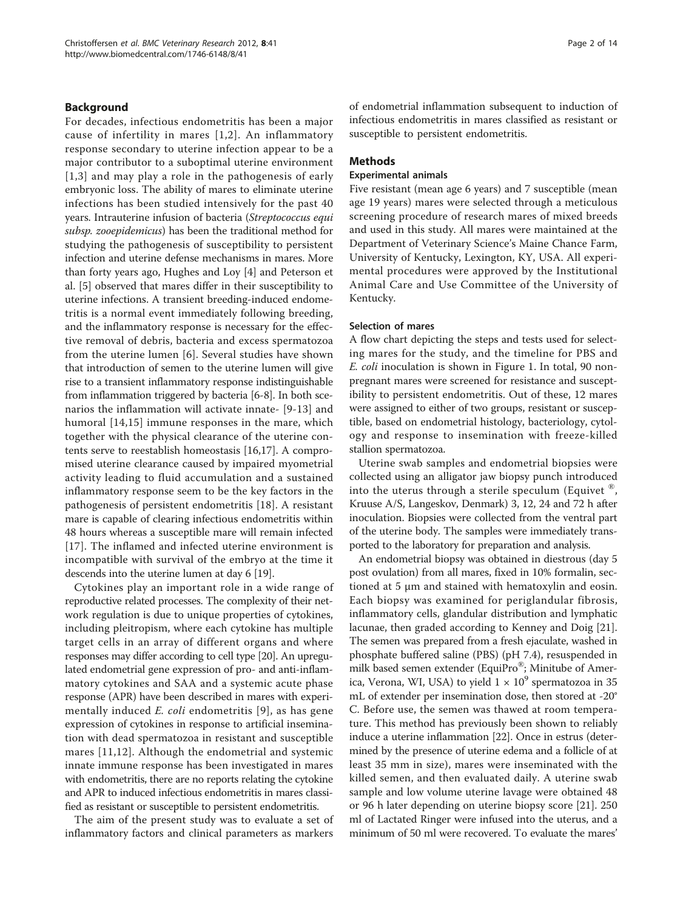## Background

For decades, infectious endometritis has been a major cause of infertility in mares [1,2]. An inflammatory response secondary to uterine infection appear to be a major contributor to a suboptimal uterine environment [1,3] and may play a role in the pathogenesis of early embryonic loss. The ability of mares to eliminate uterine infections has been studied intensively for the past 40 years. Intrauterine infusion of bacteria (*Streptococcus equi subsp. zooepidemicus*) has been the traditional method for studying the pathogenesis of susceptibility to persistent infection and uterine defense mechanisms in mares. More than forty years ago, Hughes and Loy [4] and Peterson et al. [5] observed that mares differ in their susceptibility to uterine infections. A transient breeding-induced endometritis is a normal event immediately following breeding, and the inflammatory response is necessary for the effective removal of debris, bacteria and excess spermatozoa from the uterine lumen [6]. Several studies have shown that introduction of semen to the uterine lumen will give rise to a transient inflammatory response indistinguishable from inflammation triggered by bacteria [6-8]. In both scenarios the inflammation will activate innate- [9-13] and humoral [14,15] immune responses in the mare, which together with the physical clearance of the uterine contents serve to reestablish homeostasis [16,17]. A compromised uterine clearance caused by impaired myometrial activity leading to fluid accumulation and a sustained inflammatory response seem to be the key factors in the pathogenesis of persistent endometritis [18]. A resistant mare is capable of clearing infectious endometritis within 48 hours whereas a susceptible mare will remain infected [17]. The inflamed and infected uterine environment is incompatible with survival of the embryo at the time it descends into the uterine lumen at day 6 [19].

Cytokines play an important role in a wide range of reproductive related processes. The complexity of their network regulation is due to unique properties of cytokines, including pleitropism, where each cytokine has multiple target cells in an array of different organs and where responses may differ according to cell type [20]. An upregulated endometrial gene expression of pro- and anti-inflammatory cytokines and SAA and a systemic acute phase response (APR) have been described in mares with experimentally induced *E. coli* endometritis [9], as has gene expression of cytokines in response to artificial insemination with dead spermatozoa in resistant and susceptible mares [11,12]. Although the endometrial and systemic innate immune response has been investigated in mares with endometritis, there are no reports relating the cytokine and APR to induced infectious endometritis in mares classified as resistant or susceptible to persistent endometritis.

The aim of the present study was to evaluate a set of inflammatory factors and clinical parameters as markers of endometrial inflammation subsequent to induction of infectious endometritis in mares classified as resistant or susceptible to persistent endometritis.

## Methods

### Experimental animals

Five resistant (mean age 6 years) and 7 susceptible (mean age 19 years) mares were selected through a meticulous screening procedure of research mares of mixed breeds and used in this study. All mares were maintained at the Department of Veterinary Science's Maine Chance Farm, University of Kentucky, Lexington, KY, USA. All experimental procedures were approved by the Institutional Animal Care and Use Committee of the University of Kentucky.

### Selection of mares

A flow chart depicting the steps and tests used for selecting mares for the study, and the timeline for PBS and *E. coli* inoculation is shown in Figure 1. In total, 90 nonpregnant mares were screened for resistance and susceptibility to persistent endometritis. Out of these, 12 mares were assigned to either of two groups, resistant or susceptible, based on endometrial histology, bacteriology, cytology and response to insemination with freeze-killed stallion spermatozoa.

Uterine swab samples and endometrial biopsies were collected using an alligator jaw biopsy punch introduced into the uterus through a sterile speculum (Equivet ®, Kruuse A/S, Langeskov, Denmark) 3, 12, 24 and 72 h after inoculation. Biopsies were collected from the ventral part of the uterine body. The samples were immediately transported to the laboratory for preparation and analysis.

An endometrial biopsy was obtained in diestrous (day 5 post ovulation) from all mares, fixed in 10% formalin, sectioned at 5 μm and stained with hematoxylin and eosin. Each biopsy was examined for periglandular fibrosis, inflammatory cells, glandular distribution and lymphatic lacunae, then graded according to Kenney and Doig [21]. The semen was prepared from a fresh ejaculate, washed in phosphate buffered saline (PBS) (pH 7.4), resuspended in milk based semen extender (EquiPro®; Minitube of America, Verona, WI, USA) to yield $1 \times 10^9$ spermatozoa in 35 mL of extender per insemination dose, then stored at -20° C. Before use, the semen was thawed at room temperature. This method has previously been shown to reliably induce a uterine inflammation [22]. Once in estrus (determined by the presence of uterine edema and a follicle of at least 35 mm in size), mares were inseminated with the killed semen, and then evaluated daily. A uterine swab sample and low volume uterine lavage were obtained 48 or 96 h later depending on uterine biopsy score [21]. 250 ml of Lactated Ringer were infused into the uterus, and a minimum of 50 ml were recovered. To evaluate the mares'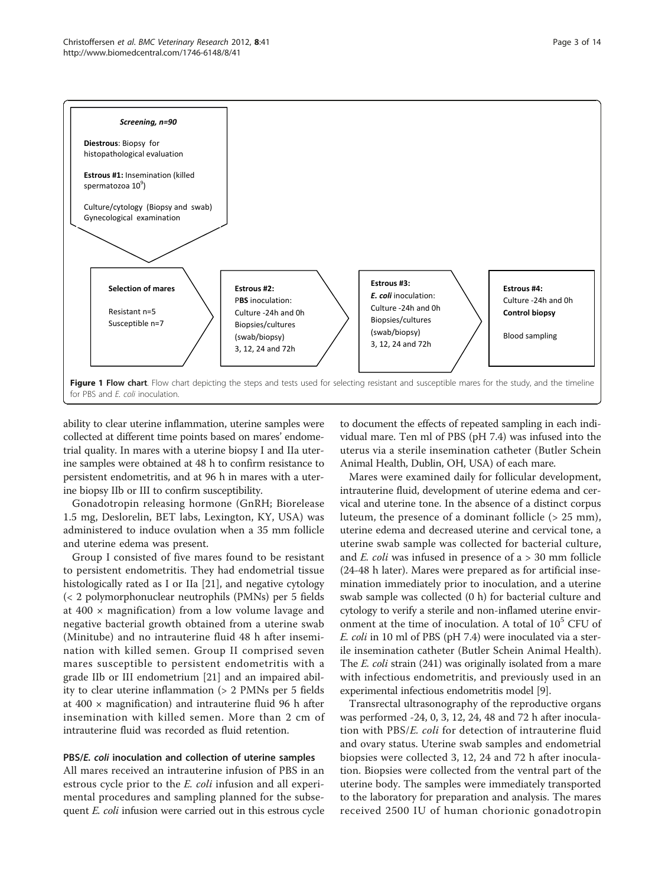**Screening, n=90**

**Diestrous**: Biopsy for histopathological evaluation

**Estrous #1:** Insemination (killed spermatozoa $10^9$)

Culture/cytology (Biopsy and swab)
Gynecological examination

**Selection of mares**

Resistant n=5
Susceptible n=7

**Estrous #2:**
P**BS** inoculation:
Culture -24h and 0h
Biopsies/cultures (swab/biopsy)
3, 12, 24 and 72h

**Estrous #3:**
***E. coli*** inoculation:
Culture -24h and 0h
Biopsies/cultures (swab/biopsy)
3, 12, 24 and 72h

**Estrous #4:**
Culture -24h and 0h
**Control biopsy**

Blood sampling

**Figure 1 Flow chart**. Flow chart depicting the steps and tests used for selecting resistant and susceptible mares for the study, and the timeline for PBS and *E. coli* inoculation.

ability to clear uterine inflammation, uterine samples were collected at different time points based on mares' endometrial quality. In mares with a uterine biopsy I and IIa uterine samples were obtained at 48 h to confirm resistance to persistent endometritis, and at 96 h in mares with a uterine biopsy IIb or III to confirm susceptibility.

Gonadotropin releasing hormone (GnRH; Biorelease 1.5 mg, Deslorelin, BET labs, Lexington, KY, USA) was administered to induce ovulation when a 35 mm follicle and uterine edema was present.

Group I consisted of five mares found to be resistant to persistent endometritis. They had endometrial tissue histologically rated as I or IIa [21], and negative cytology (< 2 polymorphonuclear neutrophils (PMNs) per 5 fields at 400 × magnification) from a low volume lavage and negative bacterial growth obtained from a uterine swab (Minitube) and no intrauterine fluid 48 h after insemination with killed semen. Group II comprised seven mares susceptible to persistent endometritis with a grade IIb or III endometrium [21] and an impaired ability to clear uterine inflammation (> 2 PMNs per 5 fields at 400 × magnification) and intrauterine fluid 96 h after insemination with killed semen. More than 2 cm of intrauterine fluid was recorded as fluid retention.

#### PBS/*E. coli* inoculation and collection of uterine samples

All mares received an intrauterine infusion of PBS in an estrous cycle prior to the *E. coli* infusion and all experimental procedures and sampling planned for the subsequent *E. coli* infusion were carried out in this estrous cycle to document the effects of repeated sampling in each individual mare. Ten ml of PBS (pH 7.4) was infused into the uterus via a sterile insemination catheter (Butler Schein Animal Health, Dublin, OH, USA) of each mare.

Mares were examined daily for follicular development, intrauterine fluid, development of uterine edema and cervical and uterine tone. In the absence of a distinct corpus luteum, the presence of a dominant follicle (> 25 mm), uterine edema and decreased uterine and cervical tone, a uterine swab sample was collected for bacterial culture, and *E. coli* was infused in presence of a > 30 mm follicle (24-48 h later). Mares were prepared as for artificial insemination immediately prior to inoculation, and a uterine swab sample was collected (0 h) for bacterial culture and cytology to verify a sterile and non-inflamed uterine environment at the time of inoculation. A total of $10^5$ CFU of *E. coli* in 10 ml of PBS (pH 7.4) were inoculated via a sterile insemination catheter (Butler Schein Animal Health). The *E. coli* strain (241) was originally isolated from a mare with infectious endometritis, and previously used in an experimental infectious endometritis model [9].

Transrectal ultrasonography of the reproductive organs was performed -24, 0, 3, 12, 24, 48 and 72 h after inoculation with PBS/*E. coli* for detection of intrauterine fluid and ovary status. Uterine swab samples and endometrial biopsies were collected 3, 12, 24 and 72 h after inoculation. Biopsies were collected from the ventral part of the uterine body. The samples were immediately transported to the laboratory for preparation and analysis. The mares received 2500 IU of human chorionic gonadotropin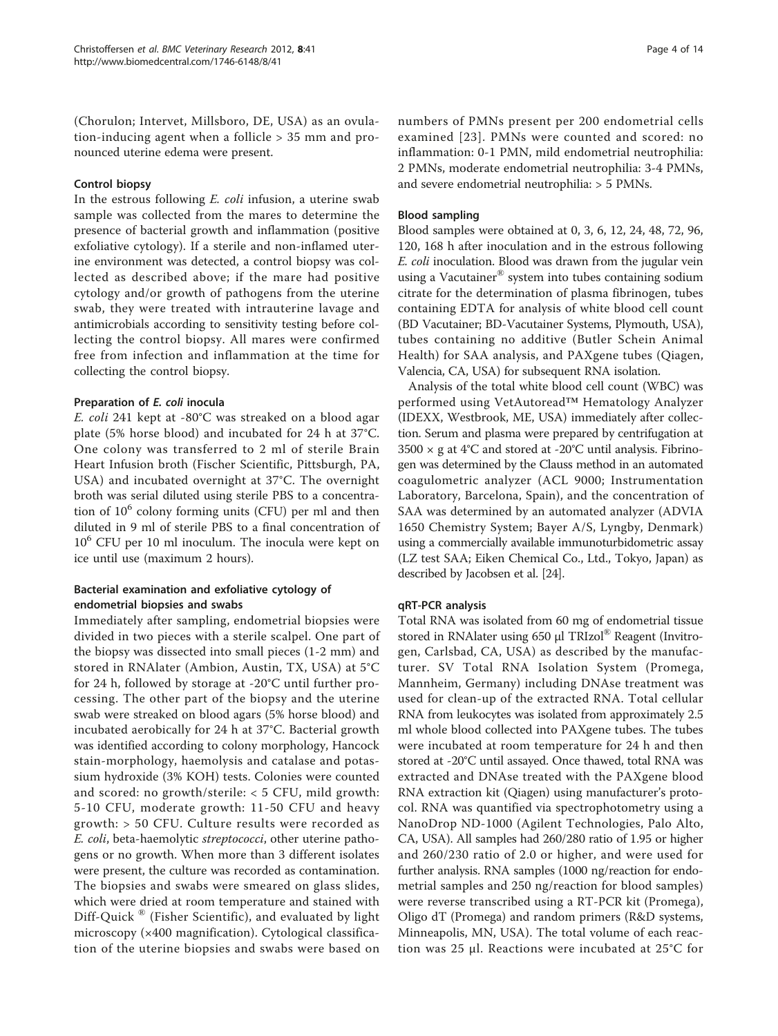(Chorulon; Intervet, Millsboro, DE, USA) as an ovulation-inducing agent when a follicle > 35 mm and pronounced uterine edema were present.

### Control biopsy

In the estrous following *E. coli* infusion, a uterine swab sample was collected from the mares to determine the presence of bacterial growth and inflammation (positive exfoliative cytology). If a sterile and non-inflamed uterine environment was detected, a control biopsy was collected as described above; if the mare had positive cytology and/or growth of pathogens from the uterine swab, they were treated with intrauterine lavage and antimicrobials according to sensitivity testing before collecting the control biopsy. All mares were confirmed free from infection and inflammation at the time for collecting the control biopsy.

### Preparation of *E. coli* inocula

*E. coli* 241 kept at -80°C was streaked on a blood agar plate (5% horse blood) and incubated for 24 h at 37°C. One colony was transferred to 2 ml of sterile Brain Heart Infusion broth (Fischer Scientific, Pittsburgh, PA, USA) and incubated overnight at 37°C. The overnight broth was serial diluted using sterile PBS to a concentration of $10^6$ colony forming units (CFU) per ml and then diluted in 9 ml of sterile PBS to a final concentration of $10^6$ CFU per 10 ml inoculum. The inocula were kept on ice until use (maximum 2 hours).

### Bacterial examination and exfoliative cytology of endometrial biopsies and swabs

Immediately after sampling, endometrial biopsies were divided in two pieces with a sterile scalpel. One part of the biopsy was dissected into small pieces (1-2 mm) and stored in RNAlater (Ambion, Austin, TX, USA) at 5°C for 24 h, followed by storage at -20°C until further processing. The other part of the biopsy and the uterine swab were streaked on blood agars (5% horse blood) and incubated aerobically for 24 h at 37°C. Bacterial growth was identified according to colony morphology, Hancock stain-morphology, haemolysis and catalase and potassium hydroxide (3% KOH) tests. Colonies were counted and scored: no growth/sterile: < 5 CFU, mild growth: 5-10 CFU, moderate growth: 11-50 CFU and heavy growth: > 50 CFU. Culture results were recorded as *E. coli*, beta-haemolytic *streptococci*, other uterine pathogens or no growth. When more than 3 different isolates were present, the culture was recorded as contamination. The biopsies and swabs were smeared on glass slides, which were dried at room temperature and stained with Diff-Quick ® (Fisher Scientific), and evaluated by light microscopy (×400 magnification). Cytological classification of the uterine biopsies and swabs were based on numbers of PMNs present per 200 endometrial cells examined [23]. PMNs were counted and scored: no inflammation: 0-1 PMN, mild endometrial neutrophilia: 2 PMNs, moderate endometrial neutrophilia: 3-4 PMNs, and severe endometrial neutrophilia: > 5 PMNs.

### Blood sampling

Blood samples were obtained at 0, 3, 6, 12, 24, 48, 72, 96, 120, 168 h after inoculation and in the estrous following *E. coli* inoculation. Blood was drawn from the jugular vein using a Vacutainer® system into tubes containing sodium citrate for the determination of plasma fibrinogen, tubes containing EDTA for analysis of white blood cell count (BD Vacutainer; BD-Vacutainer Systems, Plymouth, USA), tubes containing no additive (Butler Schein Animal Health) for SAA analysis, and PAXgene tubes (Qiagen, Valencia, CA, USA) for subsequent RNA isolation.

Analysis of the total white blood cell count (WBC) was performed using VetAutoread™ Hematology Analyzer (IDEXX, Westbrook, ME, USA) immediately after collection. Serum and plasma were prepared by centrifugation at 3500 × g at 4°C and stored at -20°C until analysis. Fibrinogen was determined by the Clauss method in an automated coagulometric analyzer (ACL 9000; Instrumentation Laboratory, Barcelona, Spain), and the concentration of SAA was determined by an automated analyzer (ADVIA 1650 Chemistry System; Bayer A/S, Lyngby, Denmark) using a commercially available immunoturbidometric assay (LZ test SAA; Eiken Chemical Co., Ltd., Tokyo, Japan) as described by Jacobsen et al. [24].

### qRT-PCR analysis

Total RNA was isolated from 60 mg of endometrial tissue stored in RNAlater using 650 µl TRIzol® Reagent (Invitrogen, Carlsbad, CA, USA) as described by the manufacturer. SV Total RNA Isolation System (Promega, Mannheim, Germany) including DNAse treatment was used for clean-up of the extracted RNA. Total cellular RNA from leukocytes was isolated from approximately 2.5 ml whole blood collected into PAXgene tubes. The tubes were incubated at room temperature for 24 h and then stored at -20°C until assayed. Once thawed, total RNA was extracted and DNAse treated with the PAXgene blood RNA extraction kit (Qiagen) using manufacturer's protocol. RNA was quantified via spectrophotometry using a NanoDrop ND-1000 (Agilent Technologies, Palo Alto, CA, USA). All samples had 260/280 ratio of 1.95 or higher and 260/230 ratio of 2.0 or higher, and were used for further analysis. RNA samples (1000 ng/reaction for endometrial samples and 250 ng/reaction for blood samples) were reverse transcribed using a RT-PCR kit (Promega), Oligo dT (Promega) and random primers (R&D systems, Minneapolis, MN, USA). The total volume of each reaction was 25 µl. Reactions were incubated at 25°C for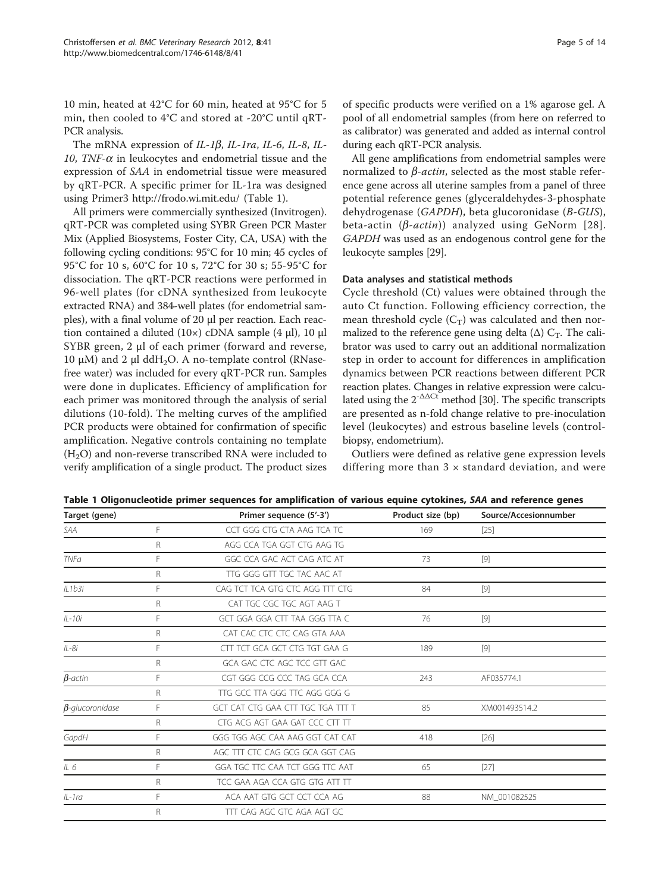10 min, heated at 42°C for 60 min, heated at 95°C for 5 min, then cooled to 4°C and stored at -20°C until qRT-PCR analysis.

The mRNA expression of *IL-1β*, *IL-1ra*, *IL-6*, *IL-8*, *IL-10*, *TNF-α* in leukocytes and endometrial tissue and the expression of *SAA* in endometrial tissue were measured by qRT-PCR. A specific primer for IL-1ra was designed using Primer3 http://frodo.wi.mit.edu/ (Table 1).

All primers were commercially synthesized (Invitrogen). qRT-PCR was completed using SYBR Green PCR Master Mix (Applied Biosystems, Foster City, CA, USA) with the following cycling conditions: 95°C for 10 min; 45 cycles of 95°C for 10 s, 60°C for 10 s, 72°C for 30 s; 55-95°C for dissociation. The qRT-PCR reactions were performed in 96-well plates (for cDNA synthesized from leukocyte extracted RNA) and 384-well plates (for endometrial samples), with a final volume of 20 µl per reaction. Each reaction contained a diluted (10×) cDNA sample (4 µl), 10 µl SYBR green, 2 µl of each primer (forward and reverse, 10 µM) and 2 µl $ddH_2O$. A no-template control (RNase-free water) was included for every qRT-PCR run. Samples were done in duplicates. Efficiency of amplification for each primer was monitored through the analysis of serial dilutions (10-fold). The melting curves of the amplified PCR products were obtained for confirmation of specific amplification. Negative controls containing no template ($H_2O$) and non-reverse transcribed RNA were included to verify amplification of a single product. The product sizes of specific products were verified on a 1% agarose gel. A pool of all endometrial samples (from here on referred to as calibrator) was generated and added as internal control during each qRT-PCR analysis.

All gene amplifications from endometrial samples were normalized to *β-actin*, selected as the most stable reference gene across all uterine samples from a panel of three potential reference genes (glyceraldehydes-3-phosphate dehydrogenase (*GAPDH*), beta glucoronidase (*B-GUS*), beta-actin (*β-actin*)) analyzed using GeNorm [28]. *GAPDH* was used as an endogenous control gene for the leukocyte samples [29].

#### Data analyses and statistical methods

Cycle threshold (Ct) values were obtained through the auto Ct function. Following efficiency correction, the mean threshold cycle ($C_T$) was calculated and then normalized to the reference gene using delta (Δ) $C_T$. The calibrator was used to carry out an additional normalization step in order to account for differences in amplification dynamics between PCR reactions between different PCR reaction plates. Changes in relative expression were calculated using the $2^{-\Delta\Delta Ct}$ method [30]. The specific transcripts are presented as n-fold change relative to pre-inoculation level (leukocytes) and estrous baseline levels (control-biopsy, endometrium).

Outliers were defined as relative gene expression levels differing more than 3 × standard deviation, and were

**Table 1 Oligonucleotide primer sequences for amplification of various equine cytokines, *SAA* and reference genes**

| Target (gene) | | Primer sequence (5'-3') | Product size (bp) | Source/Accesionnumber |
|---|---|---|---|---|
| *SAA* | F | CCT GGG CTG CTA AAG TCA TC | 169 | [25] |
| | R | AGG CCA TGA GGT CTG AAG TG | | |
| *TNFa* | F | GGC CCA GAC ACT CAG ATC AT | 73 | [9] |
| | R | TTG GGG GTT TGC TAC AAC AT | | |
| *IL1b3i* | F | CAG TCT TCA GTG CTC AGG TTT CTG | 84 | [9] |
| | R | CAT TGC CGC TGC AGT AAG T | | |
| *IL-10i* | F | GCT GGA GGA CTT TAA GGG TTA C | 76 | [9] |
| | R | CAT CAC CTC CTC CAG GTA AAA | | |
| *IL-8i* | F | CTT TCT GCA GCT CTG TGT GAA G | 189 | [9] |
| | R | GCA GAC CTC AGC TCC GTT GAC | | |
| *β-actin* | F | CGT GGG CCG CCC TAG GCA CCA | 243 | AF035774.1 |
| | R | TTG GCC TTA GGG TTC AGG GGG G | | |
| *β-glucoronidase* | F | GCT CAT CTG GAA CTT TGC TGA TTT T | 85 | XM001493514.2 |
| | R | CTG ACG AGT GAA GAT CCC CTT TT | | |
| *GapdH* | F | GGG TGG AGC CAA AAG GGT CAT CAT | 418 | [26] |
| | R | AGC TTT CTC CAG GCG GCA GGT CAG | | |
| *IL 6* | F | GGA TGC TTC CAA TCT GGG TTC AAT | 65 | [27] |
| | R | TCC GAA AGA CCA GTG GTG ATT TT | | |
| *IL-1ra* | F | ACA AAT GTG GCT CCT CCA AG | 88 | NM_001082525 |
| | R | TTT CAG AGC GTC AGA AGT GC | | |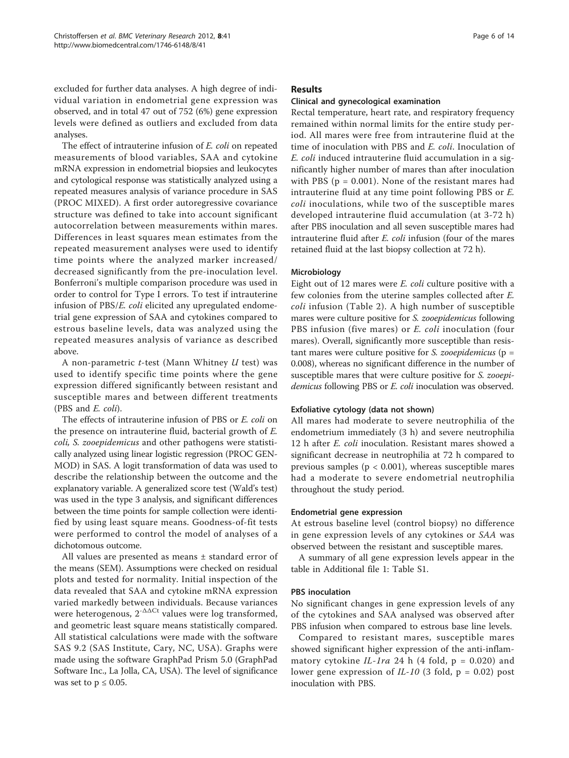excluded for further data analyses. A high degree of individual variation in endometrial gene expression was observed, and in total 47 out of 752 (6%) gene expression levels were defined as outliers and excluded from data analyses.

The effect of intrauterine infusion of *E. coli* on repeated measurements of blood variables, SAA and cytokine mRNA expression in endometrial biopsies and leukocytes and cytological response was statistically analyzed using a repeated measures analysis of variance procedure in SAS (PROC MIXED). A first order autoregressive covariance structure was defined to take into account significant autocorrelation between measurements within mares. Differences in least squares mean estimates from the repeated measurement analyses were used to identify time points where the analyzed marker increased/decreased significantly from the pre-inoculation level. Bonferroni's multiple comparison procedure was used in order to control for Type I errors. To test if intrauterine infusion of PBS/*E. coli* elicited any upregulated endometrial gene expression of SAA and cytokines compared to estrous baseline levels, data was analyzed using the repeated measures analysis of variance as described above.

A non-parametric *t*-test (Mann Whitney *U* test) was used to identify specific time points where the gene expression differed significantly between resistant and susceptible mares and between different treatments (PBS and *E. coli*).

The effects of intrauterine infusion of PBS or *E. coli* on the presence on intrauterine fluid, bacterial growth of *E. coli*, *S. zooepidemicus* and other pathogens were statistically analyzed using linear logistic regression (PROC GENMOD) in SAS. A logit transformation of data was used to describe the relationship between the outcome and the explanatory variable. A generalized score test (Wald's test) was used in the type 3 analysis, and significant differences between the time points for sample collection were identified by using least square means. Goodness-of-fit tests were performed to control the model of analyses of a dichotomous outcome.

All values are presented as means ± standard error of the means (SEM). Assumptions were checked on residual plots and tested for normality. Initial inspection of the data revealed that SAA and cytokine mRNA expression varied markedly between individuals. Because variances were heterogenous, $2^{-\Delta\Delta Ct}$ values were log transformed, and geometric least square means statistically compared. All statistical calculations were made with the software SAS 9.2 (SAS Institute, Cary, NC, USA). Graphs were made using the software GraphPad Prism 5.0 (GraphPad Software Inc., La Jolla, CA, USA). The level of significance was set to $p \leq 0.05$.

## Results

### Clinical and gynecological examination

Rectal temperature, heart rate, and respiratory frequency remained within normal limits for the entire study period. All mares were free from intrauterine fluid at the time of inoculation with PBS and *E. coli*. Inoculation of *E. coli* induced intrauterine fluid accumulation in a significantly higher number of mares than after inoculation with PBS ($p = 0.001$). None of the resistant mares had intrauterine fluid at any time point following PBS or *E. coli* inoculations, while two of the susceptible mares developed intrauterine fluid accumulation (at 3-72 h) after PBS inoculation and all seven susceptible mares had intrauterine fluid after *E. coli* infusion (four of the mares retained fluid at the last biopsy collection at 72 h).

### Microbiology

Eight out of 12 mares were *E. coli* culture positive with a few colonies from the uterine samples collected after *E. coli* infusion (Table 2). A high number of susceptible mares were culture positive for *S. zooepidemicus* following PBS infusion (five mares) or *E. coli* inoculation (four mares). Overall, significantly more susceptible than resistant mares were culture positive for *S. zooepidemicus* ($p = 0.008$), whereas no significant difference in the number of susceptible mares that were culture positive for *S. zooepidemicus* following PBS or *E. coli* inoculation was observed.

### Exfoliative cytology (data not shown)

All mares had moderate to severe neutrophilia of the endometrium immediately (3 h) and severe neutrophilia 12 h after *E. coli* inoculation. Resistant mares showed a significant decrease in neutrophilia at 72 h compared to previous samples ($p < 0.001$), whereas susceptible mares had a moderate to severe endometrial neutrophilia throughout the study period.

### Endometrial gene expression

At estrous baseline level (control biopsy) no difference in gene expression levels of any cytokines or *SAA* was observed between the resistant and susceptible mares.

A summary of all gene expression levels appear in the table in Additional file 1: Table S1.

### PBS inoculation

No significant changes in gene expression levels of any of the cytokines and SAA analysed was observed after PBS infusion when compared to estrous base line levels.

Compared to resistant mares, susceptible mares showed significant higher expression of the anti-inflammatory cytokine *IL-1ra* 24 h (4 fold, $p = 0.020$) and lower gene expression of *IL-10* (3 fold, $p = 0.02$) post inoculation with PBS.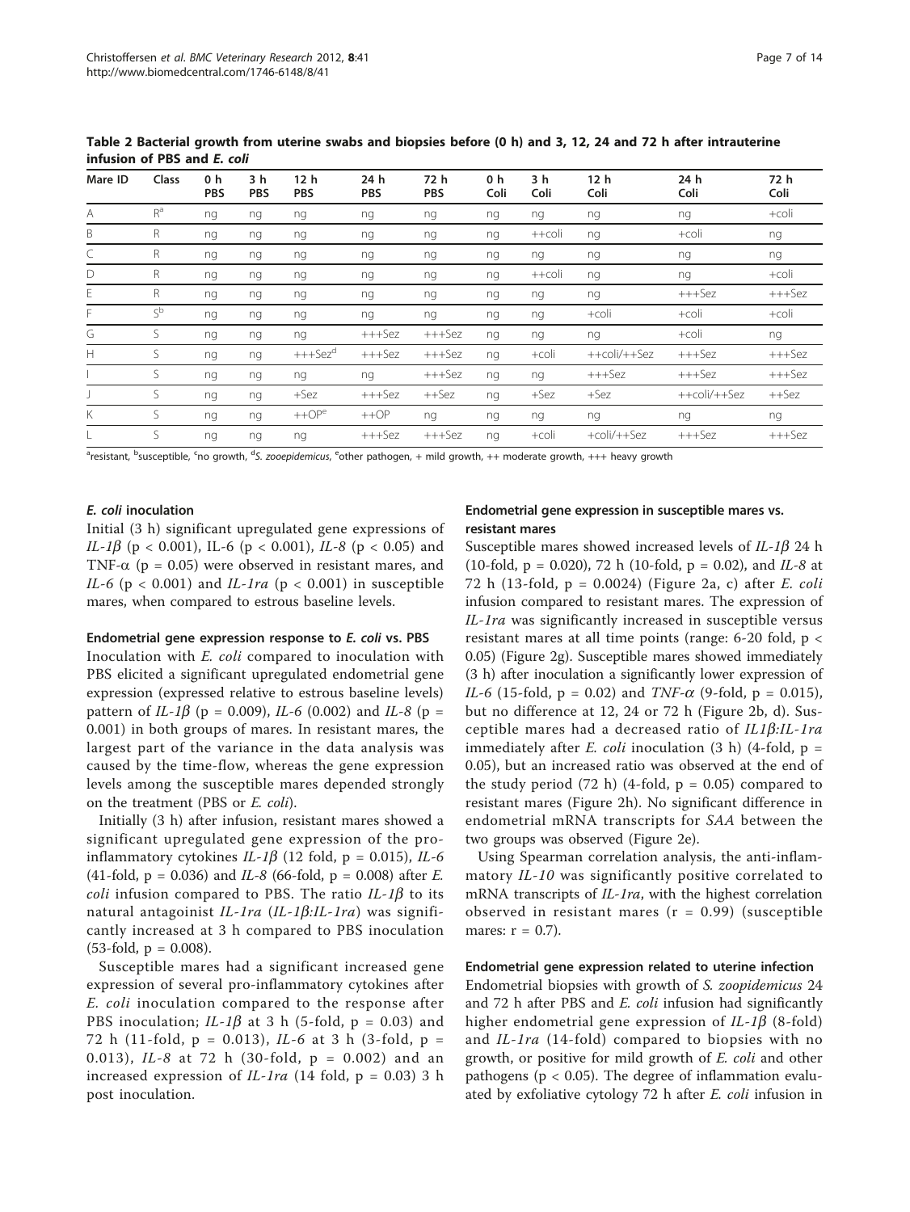**Table 2 Bacterial growth from uterine swabs and biopsies before (0 h) and 3, 12, 24 and 72 h after intrauterine infusion of PBS and *E. coli***

| Mare ID | Class | 0 h PBS | 3 h PBS | 12 h PBS | 24 h PBS | 72 h PBS | 0 h Coli | 3 h Coli | 12 h Coli | 24 h Coli | 72 h Coli |
|---|---|---|---|---|---|---|---|---|---|---|---|
| A | R[a] | ng | ng | ng | ng | ng | ng | ng | ng | ng | +coli |
| B | R | ng | ng | ng | ng | ng | ng | ++coli | ng | +coli | ng |
| C | R | ng | ng | ng | ng | ng | ng | ng | ng | ng | ng |
| D | R | ng | ng | ng | ng | ng | ng | ++coli | ng | ng | +coli |
| E | R | ng | ng | ng | ng | ng | ng | ng | ng | +++Sez | +++Sez |
| F | S[b] | ng | ng | ng | ng | ng | ng | ng | +coli | +coli | +coli |
| G | S | ng | ng | ng | +++Sez | +++Sez | ng | ng | ng | +coli | ng |
| H | S | ng | ng | +++Sez[d] | +++Sez | +++Sez | ng | +coli | ++coli/++Sez | +++Sez | +++Sez |
| I | S | ng | ng | ng | ng | +++Sez | ng | ng | +++Sez | +++Sez | +++Sez |
| J | S | ng | ng | +Sez | +++Sez | ++Sez | ng | +Sez | +Sez | ++coli/++Sez | ++Sez |
| K | S | ng | ng | ++OP[e] | ++OP | ng | ng | ng | ng | ng | ng |
| L | S | ng | ng | ng | +++Sez | +++Sez | ng | +coli | +coli/++Sez | +++Sez | +++Sez |

[a]resistant, [b]susceptible, [c]no growth, [d]*S. zooepidemicus*, [e]other pathogen, + mild growth, ++ moderate growth, +++ heavy growth

#### *E. coli* inoculation

Initial (3 h) significant upregulated gene expressions of *IL-1β* ($p < 0.001$), IL-6 ($p < 0.001$), *IL-8* ($p < 0.05$) and TNF-α ($p = 0.05$) were observed in resistant mares, and *IL-6* ($p < 0.001$) and *IL-1ra* ($p < 0.001$) in susceptible mares, when compared to estrous baseline levels.

#### Endometrial gene expression response to *E. coli* vs. PBS

Inoculation with *E. coli* compared to inoculation with PBS elicited a significant upregulated endometrial gene expression (expressed relative to estrous baseline levels) pattern of *IL-1β* ($p = 0.009$), *IL-6* (0.002) and *IL-8* ($p = 0.001$) in both groups of mares. In resistant mares, the largest part of the variance in the data analysis was caused by the time-flow, whereas the gene expression levels among the susceptible mares depended strongly on the treatment (PBS or *E. coli*).

Initially (3 h) after infusion, resistant mares showed a significant upregulated gene expression of the pro-inflammatory cytokines *IL-1β* (12 fold, $p = 0.015$), *IL-6* (41-fold, $p = 0.036$) and *IL-8* (66-fold, $p = 0.008$) after *E. coli* infusion compared to PBS. The ratio *IL-1β* to its natural antagoinist *IL-1ra* (*IL-1β*:*IL-1ra*) was significantly increased at 3 h compared to PBS inoculation (53-fold, $p = 0.008$).

Susceptible mares had a significant increased gene expression of several pro-inflammatory cytokines after *E. coli* inoculation compared to the response after PBS inoculation; *IL-1β* at 3 h (5-fold, $p = 0.03$) and 72 h (11-fold, $p = 0.013$), *IL-6* at 3 h (3-fold, $p = 0.013$), *IL-8* at 72 h (30-fold, $p = 0.002$) and an increased expression of *IL-1ra* (14 fold, $p = 0.03$) 3 h post inoculation.

#### Endometrial gene expression in susceptible mares vs. resistant mares

Susceptible mares showed increased levels of *IL-1β* 24 h (10-fold, $p = 0.020$), 72 h (10-fold, $p = 0.02$), and *IL-8* at 72 h (13-fold, $p = 0.0024$) (Figure 2a, c) after *E. coli* infusion compared to resistant mares. The expression of *IL-1ra* was significantly increased in susceptible versus resistant mares at all time points (range: 6-20 fold, $p < 0.05$) (Figure 2g). Susceptible mares showed immediately (3 h) after inoculation a significantly lower expression of *IL-6* (15-fold, $p = 0.02$) and *TNF-α* (9-fold, $p = 0.015$), but no difference at 12, 24 or 72 h (Figure 2b, d). Susceptible mares had a decreased ratio of *IL1β*:*IL-1ra* immediately after *E. coli* inoculation (3 h) (4-fold, $p = 0.05$), but an increased ratio was observed at the end of the study period (72 h) (4-fold, $p = 0.05$) compared to resistant mares (Figure 2h). No significant difference in endometrial mRNA transcripts for *SAA* between the two groups was observed (Figure 2e).

Using Spearman correlation analysis, the anti-inflammatory *IL-10* was significantly positive correlated to mRNA transcripts of *IL-1ra*, with the highest correlation observed in resistant mares ($r = 0.99$) (susceptible mares: $r = 0.7$).

#### Endometrial gene expression related to uterine infection

Endometrial biopsies with growth of *S. zoopidemicus* 24 and 72 h after PBS and *E. coli* infusion had significantly higher endometrial gene expression of *IL-1β* (8-fold) and *IL-1ra* (14-fold) compared to biopsies with no growth, or positive for mild growth of *E. coli* and other pathogens ($p < 0.05$). The degree of inflammation evaluated by exfoliative cytology 72 h after *E. coli* infusion in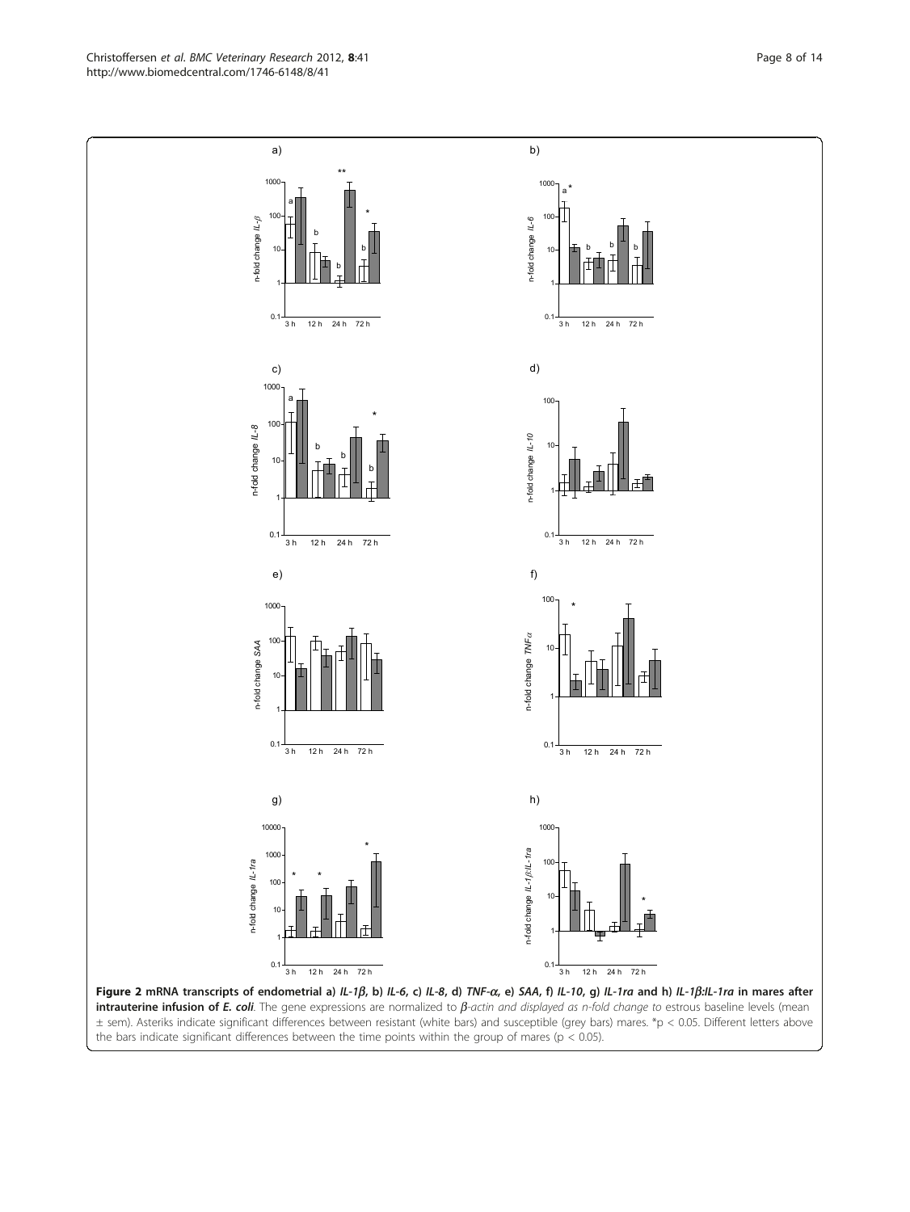**Figure 2 mRNA transcripts of endometrial a) *IL-1β*, b) *IL-6*, c) *IL-8*, d) *TNF-α*, e) *SAA*, f) *IL-10*, g) *IL-1ra* and h) *IL-1β:IL-1ra* in mares after intrauterine infusion of *E. coli***. The gene expressions are normalized to *β-actin and displayed as n-fold change to* estrous baseline levels (mean ± sem). Asteriks indicate significant differences between resistant (white bars) and susceptible (grey bars) mares. *p < 0.05. Different letters above the bars indicate significant differences between the time points within the group of mares (p < 0.05).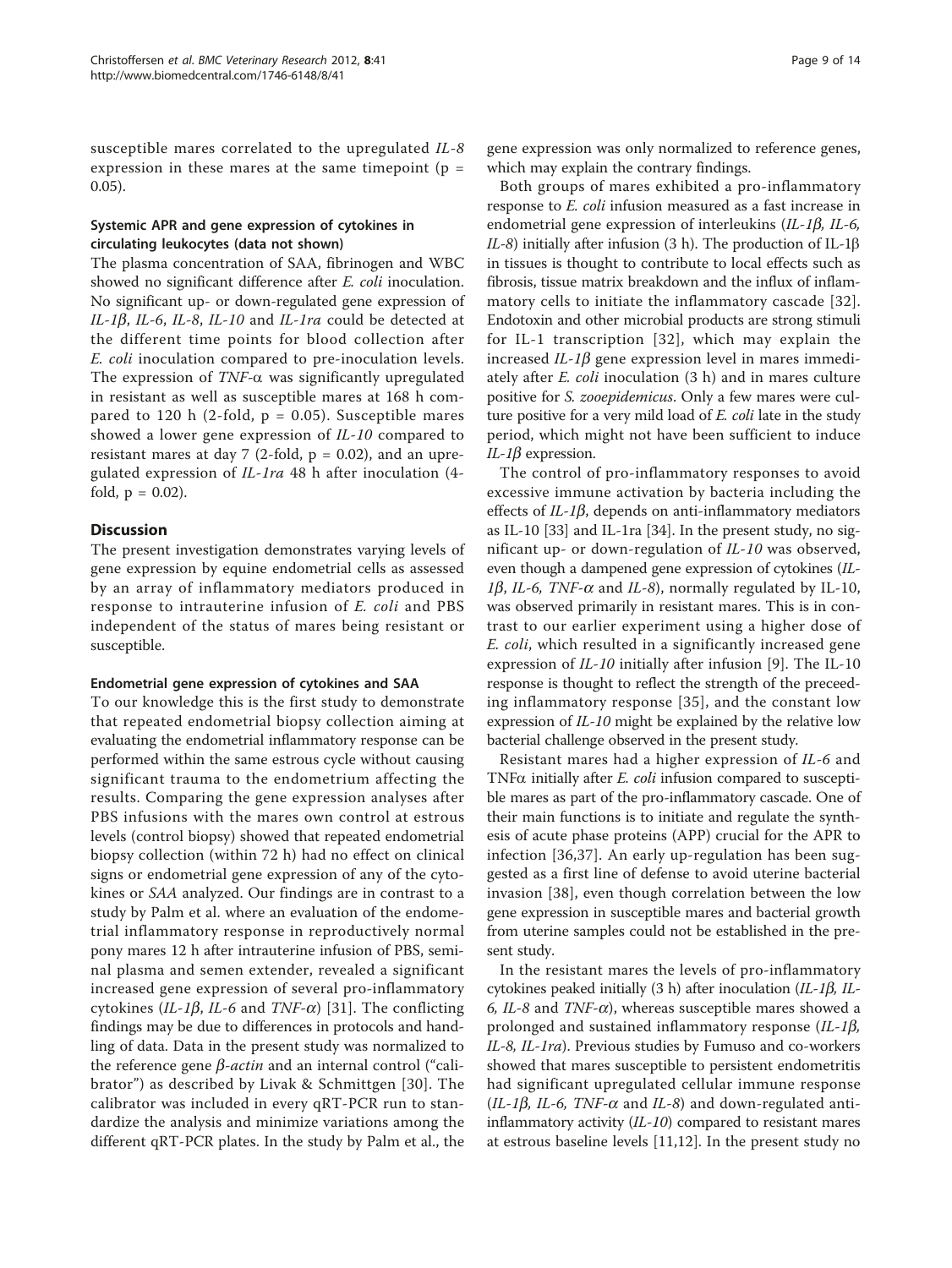susceptible mares correlated to the upregulated *IL-8* expression in these mares at the same timepoint ($p$ = 0.05).

### Systemic APR and gene expression of cytokines in circulating leukocytes (data not shown)

The plasma concentration of SAA, fibrinogen and WBC showed no significant difference after *E. coli* inoculation. No significant up- or down-regulated gene expression of *IL-1β*, *IL-6*, *IL-8*, *IL-10* and *IL-1ra* could be detected at the different time points for blood collection after *E. coli* inoculation compared to pre-inoculation levels. The expression of *TNF-α* was significantly upregulated in resistant as well as susceptible mares at 168 h compared to 120 h (2-fold, $p$ = 0.05). Susceptible mares showed a lower gene expression of *IL-10* compared to resistant mares at day 7 (2-fold, $p$ = 0.02), and an upregulated expression of *IL-1ra* 48 h after inoculation (4-fold, $p$ = 0.02).

## Discussion

The present investigation demonstrates varying levels of gene expression by equine endometrial cells as assessed by an array of inflammatory mediators produced in response to intrauterine infusion of *E. coli* and PBS independent of the status of mares being resistant or susceptible.

### Endometrial gene expression of cytokines and SAA

To our knowledge this is the first study to demonstrate that repeated endometrial biopsy collection aiming at evaluating the endometrial inflammatory response can be performed within the same estrous cycle without causing significant trauma to the endometrium affecting the results. Comparing the gene expression analyses after PBS infusions with the mares own control at estrous levels (control biopsy) showed that repeated endometrial biopsy collection (within 72 h) had no effect on clinical signs or endometrial gene expression of any of the cytokines or *SAA* analyzed. Our findings are in contrast to a study by Palm et al. where an evaluation of the endometrial inflammatory response in reproductively normal pony mares 12 h after intrauterine infusion of PBS, seminal plasma and semen extender, revealed a significant increased gene expression of several pro-inflammatory cytokines (*IL-1β*, *IL-6* and *TNF-α*) [31]. The conflicting findings may be due to differences in protocols and handling of data. Data in the present study was normalized to the reference gene *β-actin* and an internal control ("calibrator") as described by Livak & Schmittgen [30]. The calibrator was included in every qRT-PCR run to standardize the analysis and minimize variations among the different qRT-PCR plates. In the study by Palm et al., the gene expression was only normalized to reference genes, which may explain the contrary findings.

Both groups of mares exhibited a pro-inflammatory response to *E. coli* infusion measured as a fast increase in endometrial gene expression of interleukins (*IL-1β*, *IL-6*, *IL-8*) initially after infusion (3 h). The production of IL-1β in tissues is thought to contribute to local effects such as fibrosis, tissue matrix breakdown and the influx of inflammatory cells to initiate the inflammatory cascade [32]. Endotoxin and other microbial products are strong stimuli for IL-1 transcription [32], which may explain the increased *IL-1β* gene expression level in mares immediately after *E. coli* inoculation (3 h) and in mares culture positive for *S. zooepidemicus*. Only a few mares were culture positive for a very mild load of *E. coli* late in the study period, which might not have been sufficient to induce *IL-1β* expression.

The control of pro-inflammatory responses to avoid excessive immune activation by bacteria including the effects of *IL-1β*, depends on anti-inflammatory mediators as IL-10 [33] and IL-1ra [34]. In the present study, no significant up- or down-regulation of *IL-10* was observed, even though a dampened gene expression of cytokines (*IL-1β*, *IL-6*, *TNF-α* and *IL-8*), normally regulated by IL-10, was observed primarily in resistant mares. This is in contrast to our earlier experiment using a higher dose of *E. coli*, which resulted in a significantly increased gene expression of *IL-10* initially after infusion [9]. The IL-10 response is thought to reflect the strength of the preceeding inflammatory response [35], and the constant low expression of *IL-10* might be explained by the relative low bacterial challenge observed in the present study.

Resistant mares had a higher expression of *IL-6* and TNFα initially after *E. coli* infusion compared to susceptible mares as part of the pro-inflammatory cascade. One of their main functions is to initiate and regulate the synthesis of acute phase proteins (APP) crucial for the APR to infection [36,37]. An early up-regulation has been suggested as a first line of defense to avoid uterine bacterial invasion [38], even though correlation between the low gene expression in susceptible mares and bacterial growth from uterine samples could not be established in the present study.

In the resistant mares the levels of pro-inflammatory cytokines peaked initially (3 h) after inoculation (*IL-1β*, *IL-6*, *IL-8* and *TNF-α*), whereas susceptible mares showed a prolonged and sustained inflammatory response (*IL-1β*, *IL-8*, *IL-1ra*). Previous studies by Fumuso and co-workers showed that mares susceptible to persistent endometritis had significant upregulated cellular immune response (*IL-1β*, *IL-6*, *TNF-α* and *IL-8*) and down-regulated anti-inflammatory activity (*IL-10*) compared to resistant mares at estrous baseline levels [11,12]. In the present study no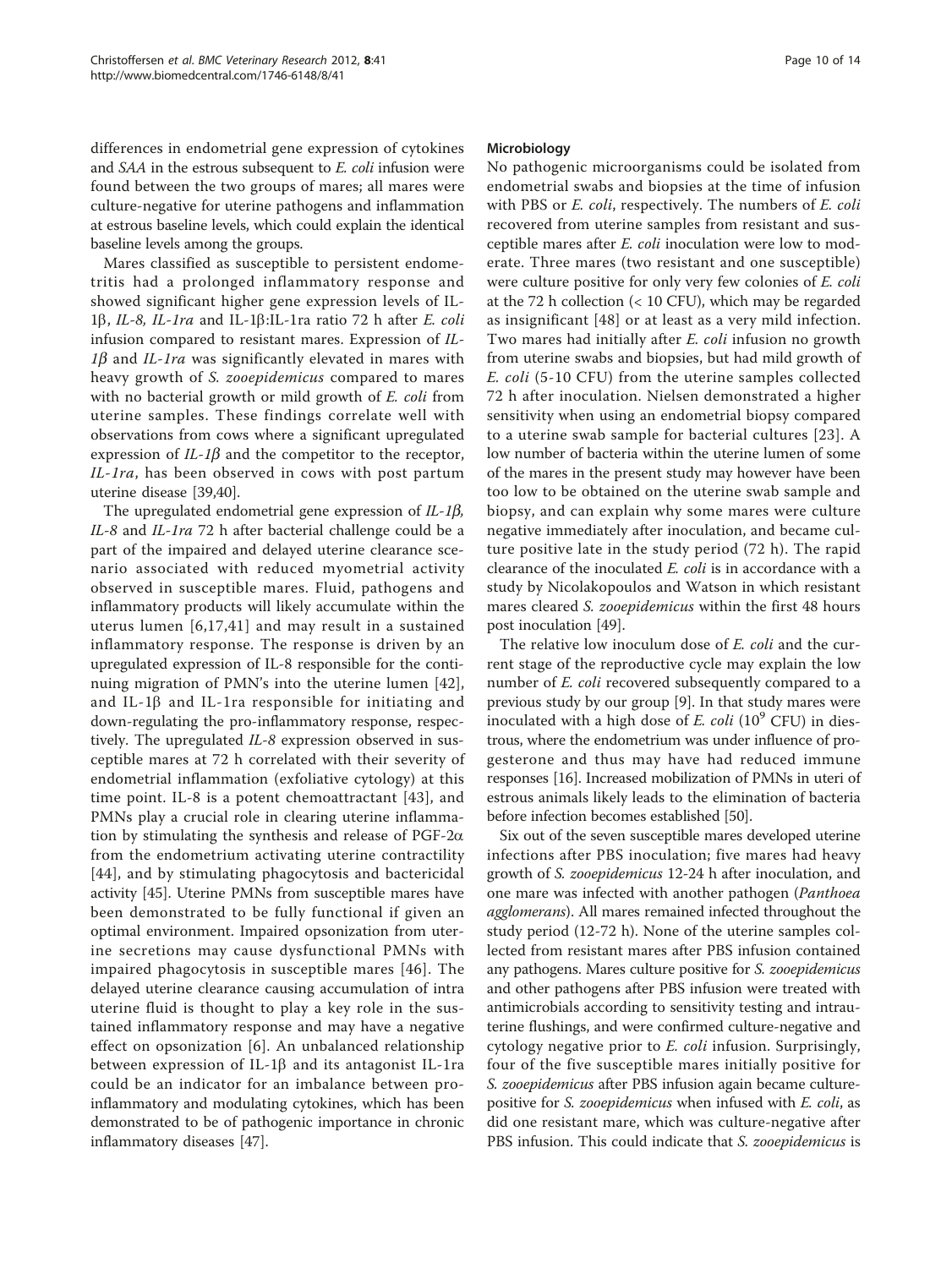differences in endometrial gene expression of cytokines and *SAA* in the estrous subsequent to *E. coli* infusion were found between the two groups of mares; all mares were culture-negative for uterine pathogens and inflammation at estrous baseline levels, which could explain the identical baseline levels among the groups.

Mares classified as susceptible to persistent endometritis had a prolonged inflammatory response and showed significant higher gene expression levels of IL-1β, *IL-8, IL-1ra* and IL-1β:IL-1ra ratio 72 h after *E. coli* infusion compared to resistant mares. Expression of *IL-1β* and *IL-1ra* was significantly elevated in mares with heavy growth of *S. zooepidemicus* compared to mares with no bacterial growth or mild growth of *E. coli* from uterine samples. These findings correlate well with observations from cows where a significant upregulated expression of *IL-1β* and the competitor to the receptor, *IL-1ra*, has been observed in cows with post partum uterine disease [39,40].

The upregulated endometrial gene expression of *IL-1β, IL-8* and *IL-1ra* 72 h after bacterial challenge could be a part of the impaired and delayed uterine clearance scenario associated with reduced myometrial activity observed in susceptible mares. Fluid, pathogens and inflammatory products will likely accumulate within the uterus lumen [6,17,41] and may result in a sustained inflammatory response. The response is driven by an upregulated expression of IL-8 responsible for the continuing migration of PMN's into the uterine lumen [42], and IL-1β and IL-1ra responsible for initiating and down-regulating the pro-inflammatory response, respectively. The upregulated *IL-8* expression observed in susceptible mares at 72 h correlated with their severity of endometrial inflammation (exfoliative cytology) at this time point. IL-8 is a potent chemoattractant [43], and PMNs play a crucial role in clearing uterine inflammation by stimulating the synthesis and release of PGF-2α from the endometrium activating uterine contractility [44], and by stimulating phagocytosis and bactericidal activity [45]. Uterine PMNs from susceptible mares have been demonstrated to be fully functional if given an optimal environment. Impaired opsonization from uterine secretions may cause dysfunctional PMNs with impaired phagocytosis in susceptible mares [46]. The delayed uterine clearance causing accumulation of intra uterine fluid is thought to play a key role in the sustained inflammatory response and may have a negative effect on opsonization [6]. An unbalanced relationship between expression of IL-1β and its antagonist IL-1ra could be an indicator for an imbalance between pro-inflammatory and modulating cytokines, which has been demonstrated to be of pathogenic importance in chronic inflammatory diseases [47].

### Microbiology

No pathogenic microorganisms could be isolated from endometrial swabs and biopsies at the time of infusion with PBS or *E. coli*, respectively. The numbers of *E. coli* recovered from uterine samples from resistant and susceptible mares after *E. coli* inoculation were low to moderate. Three mares (two resistant and one susceptible) were culture positive for only very few colonies of *E. coli* at the 72 h collection (< 10 CFU), which may be regarded as insignificant [48] or at least as a very mild infection. Two mares had initially after *E. coli* infusion no growth from uterine swabs and biopsies, but had mild growth of *E. coli* (5-10 CFU) from the uterine samples collected 72 h after inoculation. Nielsen demonstrated a higher sensitivity when using an endometrial biopsy compared to a uterine swab sample for bacterial cultures [23]. A low number of bacteria within the uterine lumen of some of the mares in the present study may however have been too low to be obtained on the uterine swab sample and biopsy, and can explain why some mares were culture negative immediately after inoculation, and became culture positive late in the study period (72 h). The rapid clearance of the inoculated *E. coli* is in accordance with a study by Nicolakopoulos and Watson in which resistant mares cleared *S. zooepidemicus* within the first 48 hours post inoculation [49].

The relative low inoculum dose of *E. coli* and the current stage of the reproductive cycle may explain the low number of *E. coli* recovered subsequently compared to a previous study by our group [9]. In that study mares were inoculated with a high dose of *E. coli* ($10^9$ CFU) in diestrous, where the endometrium was under influence of progesterone and thus may have had reduced immune responses [16]. Increased mobilization of PMNs in uteri of estrous animals likely leads to the elimination of bacteria before infection becomes established [50].

Six out of the seven susceptible mares developed uterine infections after PBS inoculation; five mares had heavy growth of *S. zooepidemicus* 12-24 h after inoculation, and one mare was infected with another pathogen (*Panthoea agglomerans*). All mares remained infected throughout the study period (12-72 h). None of the uterine samples collected from resistant mares after PBS infusion contained any pathogens. Mares culture positive for *S. zooepidemicus* and other pathogens after PBS infusion were treated with antimicrobials according to sensitivity testing and intrauterine flushings, and were confirmed culture-negative and cytology negative prior to *E. coli* infusion. Surprisingly, four of the five susceptible mares initially positive for *S. zooepidemicus* after PBS infusion again became culture-positive for *S. zooepidemicus* when infused with *E. coli*, as did one resistant mare, which was culture-negative after PBS infusion. This could indicate that *S. zooepidemicus* is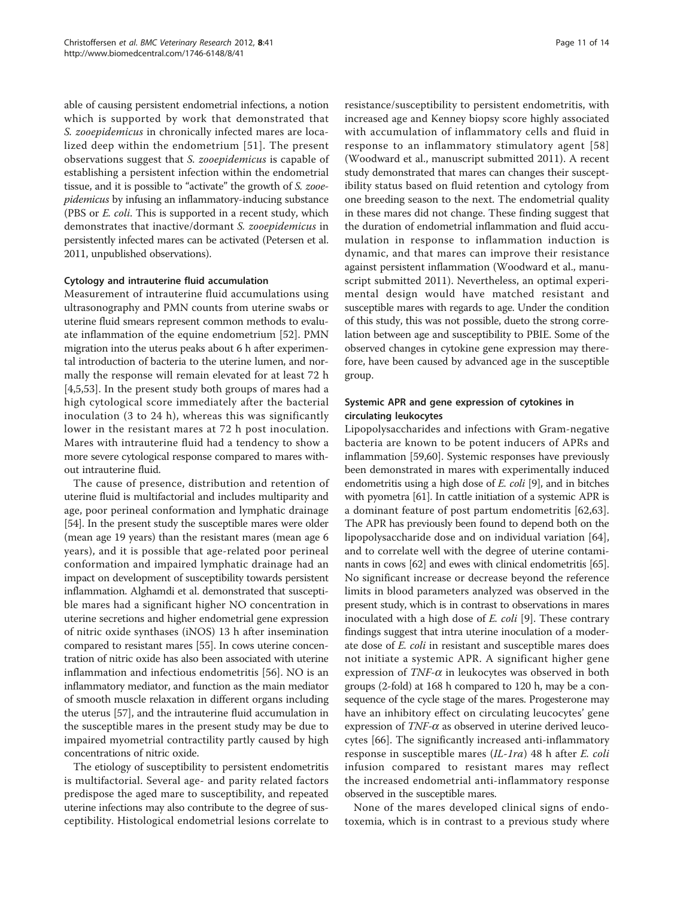able of causing persistent endometrial infections, a notion which is supported by work that demonstrated that *S. zooepidemicus* in chronically infected mares are localized deep within the endometrium [51]. The present observations suggest that *S. zooepidemicus* is capable of establishing a persistent infection within the endometrial tissue, and it is possible to "activate" the growth of *S. zooepidemicus* by infusing an inflammatory-inducing substance (PBS or *E. coli*. This is supported in a recent study, which demonstrates that inactive/dormant *S. zooepidemicus* in persistently infected mares can be activated (Petersen et al. 2011, unpublished observations).

#### Cytology and intrauterine fluid accumulation

Measurement of intrauterine fluid accumulations using ultrasonography and PMN counts from uterine swabs or uterine fluid smears represent common methods to evaluate inflammation of the equine endometrium [52]. PMN migration into the uterus peaks about 6 h after experimental introduction of bacteria to the uterine lumen, and normally the response will remain elevated for at least 72 h [4,5,53]. In the present study both groups of mares had a high cytological score immediately after the bacterial inoculation (3 to 24 h), whereas this was significantly lower in the resistant mares at 72 h post inoculation. Mares with intrauterine fluid had a tendency to show a more severe cytological response compared to mares without intrauterine fluid.

The cause of presence, distribution and retention of uterine fluid is multifactorial and includes multiparity and age, poor perineal conformation and lymphatic drainage [54]. In the present study the susceptible mares were older (mean age 19 years) than the resistant mares (mean age 6 years), and it is possible that age-related poor perineal conformation and impaired lymphatic drainage had an impact on development of susceptibility towards persistent inflammation. Alghamdi et al. demonstrated that susceptible mares had a significant higher NO concentration in uterine secretions and higher endometrial gene expression of nitric oxide synthases (iNOS) 13 h after insemination compared to resistant mares [55]. In cows uterine concentration of nitric oxide has also been associated with uterine inflammation and infectious endometritis [56]. NO is an inflammatory mediator, and function as the main mediator of smooth muscle relaxation in different organs including the uterus [57], and the intrauterine fluid accumulation in the susceptible mares in the present study may be due to impaired myometrial contractility partly caused by high concentrations of nitric oxide.

The etiology of susceptibility to persistent endometritis is multifactorial. Several age- and parity related factors predispose the aged mare to susceptibility, and repeated uterine infections may also contribute to the degree of susceptibility. Histological endometrial lesions correlate to resistance/susceptibility to persistent endometritis, with increased age and Kenney biopsy score highly associated with accumulation of inflammatory cells and fluid in response to an inflammatory stimulatory agent [58] (Woodward et al., manuscript submitted 2011). A recent study demonstrated that mares can changes their susceptibility status based on fluid retention and cytology from one breeding season to the next. The endometrial quality in these mares did not change. These finding suggest that the duration of endometrial inflammation and fluid accumulation in response to inflammation induction is dynamic, and that mares can improve their resistance against persistent inflammation (Woodward et al., manuscript submitted 2011). Nevertheless, an optimal experimental design would have matched resistant and susceptible mares with regards to age. Under the condition of this study, this was not possible, dueto the strong correlation between age and susceptibility to PBIE. Some of the observed changes in cytokine gene expression may therefore, have been caused by advanced age in the susceptible group.

#### Systemic APR and gene expression of cytokines in circulating leukocytes

Lipopolysaccharides and infections with Gram-negative bacteria are known to be potent inducers of APRs and inflammation [59,60]. Systemic responses have previously been demonstrated in mares with experimentally induced endometritis using a high dose of *E. coli* [9], and in bitches with pyometra [61]. In cattle initiation of a systemic APR is a dominant feature of post partum endometritis [62,63]. The APR has previously been found to depend both on the lipopolysaccharide dose and on individual variation [64], and to correlate well with the degree of uterine contaminants in cows [62] and ewes with clinical endometritis [65]. No significant increase or decrease beyond the reference limits in blood parameters analyzed was observed in the present study, which is in contrast to observations in mares inoculated with a high dose of *E. coli* [9]. These contrary findings suggest that intra uterine inoculation of a moderate dose of *E. coli* in resistant and susceptible mares does not initiate a systemic APR. A significant higher gene expression of *TNF-$\alpha$* in leukocytes was observed in both groups (2-fold) at 168 h compared to 120 h, may be a consequence of the cycle stage of the mares. Progesterone may have an inhibitory effect on circulating leucocytes' gene expression of *TNF-$\alpha$* as observed in uterine derived leucocytes [66]. The significantly increased anti-inflammatory response in susceptible mares (*IL-1ra*) 48 h after *E. coli* infusion compared to resistant mares may reflect the increased endometrial anti-inflammatory response observed in the susceptible mares.

None of the mares developed clinical signs of endotoxemia, which is in contrast to a previous study where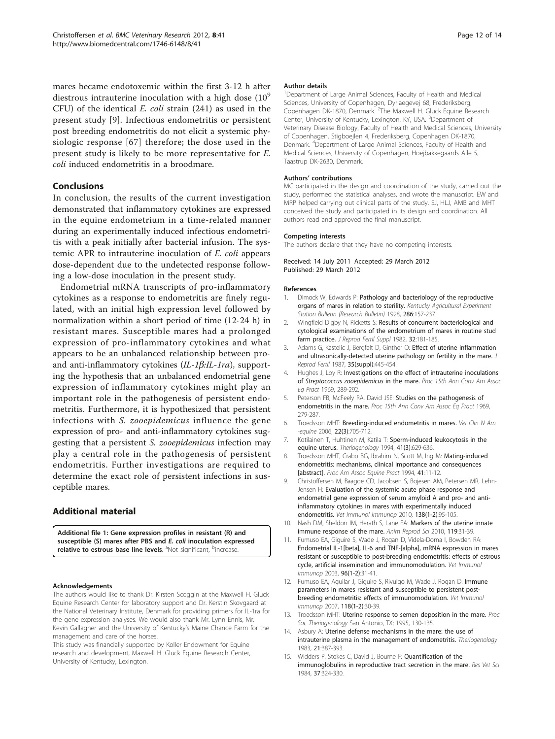mares became endotoxemic within the first 3-12 h after diestrous intrauterine inoculation with a high dose ($10^9$ CFU) of the identical *E. coli* strain (241) as used in the present study [9]. Infectious endometritis or persistent post breeding endometritis do not elicit a systemic physiologic response [67] therefore; the dose used in the present study is likely to be more representative for *E. coli* induced endometritis in a broodmare.

## Conclusions

In conclusion, the results of the current investigation demonstrated that inflammatory cytokines are expressed in the equine endometrium in a time-related manner during an experimentally induced infectious endometritis with a peak initially after bacterial infusion. The systemic APR to intrauterine inoculation of *E. coli* appears dose-dependent due to the undetected response following a low-dose inoculation in the present study.

Endometrial mRNA transcripts of pro-inflammatory cytokines as a response to endometritis are finely regulated, with an initial high expression level followed by normalization within a short period of time (12-24 h) in resistant mares. Susceptible mares had a prolonged expression of pro-inflammatory cytokines and what appears to be an unbalanced relationship between pro- and anti-inflammatory cytokines (*IL-1β:IL-1ra*), supporting the hypothesis that an unbalanced endometrial gene expression of inflammatory cytokines might play an important role in the pathogenesis of persistent endometritis. Furthermore, it is hypothesized that persistent infections with *S. zooepidemicus* influence the gene expression of pro- and anti-inflammatory cytokines suggesting that a persistent *S. zooepidemicus* infection may play a central role in the pathogenesis of persistent endometritis. Further investigations are required to determine the exact role of persistent infections in susceptible mares.

## Additional material

**Additional file 1: Gene expression profiles in resistant (R) and susceptible (S) mares after PBS and *E. coli* inoculation expressed relative to estrous base line levels**. [a]Not significant, [b]increase.

#### Acknowledgements

The authors would like to thank Dr. Kirsten Scoggin at the Maxwell H. Gluck Equine Research Center for laboratory support and Dr. Kerstin Skovgaard at the National Veterinary Institute, Denmark for providing primers for IL-1ra for the gene expression analyses. We would also thank Mr. Lynn Ennis, Mr. Kevin Gallagher and the University of Kentucky's Maine Chance Farm for the management and care of the horses.

This study was financially supported by Koller Endowment for Equine research and development, Maxwell H. Gluck Equine Research Center, University of Kentucky, Lexington.

#### Author details

[1]Department of Large Animal Sciences, Faculty of Health and Medical Sciences, University of Copenhagen, Dyrlaegevej 68, Frederiksberg, Copenhagen DK-1870, Denmark. [2]The Maxwell H. Gluck Equine Research Center, University of Kentucky, Lexington, KY, USA. [3]Department of Veterinary Disease Biology, Faculty of Health and Medical Sciences, University of Copenhagen, Stigboejlen 4, Frederiksberg, Copenhagen DK-1870, Denmark. [4]Department of Large Animal Sciences, Faculty of Health and Medical Sciences, University of Copenhagen, Hoejbakkegaards Alle 5, Taastrup DK-2630, Denmark.

#### Authors' contributions

MC participated in the design and coordination of the study, carried out the study, performed the statistical analyses, and wrote the manuscript. EW and MRP helped carrying out clinical parts of the study. SJ, HLJ, AMB and MHT conceived the study and participated in its design and coordination. All authors read and approved the final manuscript.

#### Competing interests

The authors declare that they have no competing interests.

Received: 14 July 2011 Accepted: 29 March 2012
Published: 29 March 2012

#### References

1. Dimock W, Edwards P: Pathology and bacteriology of the reproductive organs of mares in relation to sterility. *Kentucky Agricultural Experiment Station Bulletin (Research Bulletin)* 1928, 286:157-237.
2. Wingfield Digby N, Ricketts S: Results of concurrent bacteriological and cytological examinations of the endometrium of mares in routine stud farm practice. *J Reprod Fertil Suppl* 1982, 32:181-185.
3. Adams G, Kastelic J, Bergfelt D, Ginther O: Effect of uterine inflammation and ultrasonically-detected uterine pathology on fertility in the mare. *J Reprod Fertil* 1987, 35(suppl):445-454.
4. Hughes J, Loy R: Investigations on the effect of intrauterine inoculations of *Streptococcus zooepidemicus* in the mare. *Proc 15th Ann Conv Am Assoc Eq Pract* 1969, 289-292.
5. Peterson FB, McFeely RA, David JSE: Studies on the pathogenesis of endometritis in the mare. *Proc 15th Ann Conv Am Assoc Eq Pract* 1969, 279-287.
6. Troedsson MHT: Breeding-induced endometritis in mares. *Vet Clin N Am -equine* 2006, 22(3):705-712.
7. Kotilainen T, Huhtinen M, Katila T: Sperm-induced leukocytosis in the equine uterus. *Theriogenology* 1994, 41(3):629-636.
8. Troedsson MHT, Crabo BG, Ibrahim N, Scott M, Ing M: Mating-induced endometritis: mechanisms, clinical importance and consequences [abstract]. *Proc Am Assoc Equine Pract* 1994, 41:11-12.
9. Christoffersen M, Baagoe CD, Jacobsen S, Bojesen AM, Petersen MR, Lehn-Jensen H: Evaluation of the systemic acute phase response and endometrial gene expression of serum amyloid A and pro- and anti-inflammatory cytokines in mares with experimentally induced endometritis. *Vet Immunol Immunop* 2010, 138(1-2):95-105.
10. Nash DM, Sheldon IM, Herath S, Lane EA: Markers of the uterine innate immune response of the mare. *Anim Reprod Sci* 2010, 119:31-39.
11. Fumuso EA, Giguire S, Wade J, Rogan D, Videla-Dorna I, Bowden RA: Endometrial IL-1[beta], IL-6 and TNF-[alpha], mRNA expression in mares resistant or susceptible to post-breeding endometritis: effects of estrous cycle, artificial insemination and immunomodulation. *Vet Immunol Immunop* 2003, 96(1-2):31-41.
12. Fumuso EA, Aguilar J, Giguire S, Rivulgo M, Wade J, Rogan D: Immune parameters in mares resistant and susceptible to persistent post-breeding endometritis: effects of immunomodulation. *Vet Immunol Immunop* 2007, 118(1-2):30-39.
13. Troedsson MHT: Uterine response to semen deposition in the mare. *Proc Soc Theriogenology* San Antonio, TX; 1995, 130-135.
14. Asbury A: Uterine defense mechanisms in the mare: the use of intrauterine plasma in the management of endometritis. *Theriogenology* 1983, 21:387-393.
15. Widders P, Stokes C, David J, Bourne F: Quantification of the immunoglobulins in reproductive tract secretion in the mare. *Res Vet Sci* 1984, 37:324-330.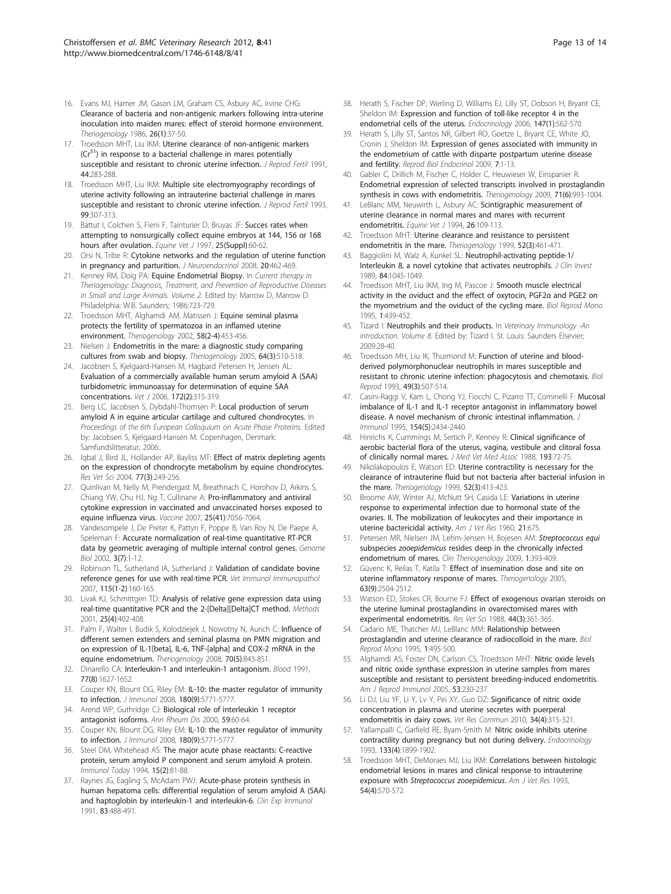16. Evans MJ, Hamer JM, Gason LM, Graham CS, Asbury AC, Irvine CHG: **Clearance of bacteria and non-antigenic markers following intra-uterine inoculation into maiden mares: effect of steroid hormone environment.** *Theriogenology* 1986, **26(1)**:37-50.
17. Troedsson MHT, Liu IKM: **Uterine clearance of non-antigenic markers ($Cr^{51}$) in response to a bacterial challenge in mares potentially susceptible and resistant to chronic uterine infection.** *J Reprod Fertil* 1991, **44**:283-288.
18. Troedsson MHT, Liu IKM: **Multiple site electromyography recordings of uterine activity following an intrauterine bacterial challenge in mares susceptible and resistant to chronic uterine infection.** *J Reprod Fertil* 1993, **99**:307-313.
19. Battut I, Colchen S, Fieni F, Tainturier D, Bruyas JF: **Succes rates when attempting to nonsurgically collect equine embryos at 144, 156 or 168 hours after ovulation.** *Equine Vet J* 1997, **25(Suppl)**:60-62.
20. Orsi N, Tribe R: **Cytokine networks and the regulation of uterine function in pregnancy and parturition.** *J Neuroendocrinol* 2008, **20**:462-469.
21. Kenney RM, Doig PA: **Equine Endometrial Biopsy.** In *Current therapy in Theriogenology: Diagnosis, Treatment, and Prevention of Reproductive Diseases in Small and Large Animals. Volume 2.* Edited by: Marrow D, Marrow D. Philadelphia: W.B. Saunders; 1986:723-729.
22. Troedsson MHT, Alghamdi AM, Matissen J: **Equine seminal plasma protects the fertility of spermatozoa in an inflamed uterine environment.** *Theriogenology* 2002, **58(2-4)**:453-456.
23. Nielsen J: **Endometritis in the mare: a diagnostic study comparing cultures from swab and biopsy.** *Theriogenology* 2005, **64(3)**:510-518.
24. Jacobsen S, Kjelgaard-Hansen M, Hagbard Petersen H, Jensen AL: **Evaluation of a commercially available human serum amyloid A (SAA) turbidometric immunoassay for determination of equine SAA concentrations.** *Vet J* 2006, **172(2)**:315-319.
25. Berg LC, Jacobsen S, Dybdahl-Thomsen P: **Local production of serum amyloid A in equine articular cartilage and cultured chondrocytes.** In *Proceedings of the 6th European Colloquium on Acute Phase Proterins.* Edited by: Jacobsen S, Kjelgaard-Hansen M. Copenhagen, Denmark: Samfundslitteratur; 2006:.
26. Iqbal J, Bird JL, Hollander AP, Bayliss MT: **Effect of matrix depleting agents on the expression of chondrocyte metabolism by equine chondrocytes.** *Res Vet Sci* 2004, **77(3)**:249-256.
27. Quinlivan M, Nelly M, Prendergast M, Breathnach C, Horohov D, Arkins S, Chiang YW, Chu HJ, Ng T, Cullinane A: **Pro-inflammatory and antiviral cytokine expression in vaccinated and unvaccinated horses exposed to equine influenza virus.** *Vaccine* 2007, **25(41)**:7056-7064.
28. Vandesompele J, De Preter K, Pattyn F, Poppe B, Van Roy N, De Paepe A, Speleman F: **Accurate normalization of real-time quantitative RT-PCR data by geometric averaging of multiple internal control genes.** *Genome Biol* 2002, **3(7)**:1-12.
29. Robinson TL, Sutherland IA, Sutherland J: **Validation of candidate bovine reference genes for use with real-time PCR.** *Vet Immunol Immunopathol* 2007, **115(1-2)**:160-165.
30. Livak KJ, Schmittgen TD: **Analysis of relative gene expression data using real-time quantitative PCR and the 2-[Delta][Delta]CT method.** *Methods* 2001, **25(4)**:402-408.
31. Palm F, Walter I, Budik S, Kolodziejek J, Nowotny N, Aurich C: **Influence of different semen extenders and seminal plasma on PMN migration and on expression of IL-1[beta], IL-6, TNF-[alpha] and COX-2 mRNA in the equine endometrium.** *Theriogenology* 2008, **70(5)**:843-851.
32. Dinarello CA: **Interleukin-1 and interleukin-1 antagonism.** *Blood* 1991, **77(8)**:1627-1652.
33. Couper KN, Blount DG, Riley EM: **IL-10: the master regulator of immunity to infection.** *J Immunol* 2008, **180(9)**:5771-5777.
34. Arend WP, Guthridge CJ: **Biological role of interleukin 1 receptor antagonist isoforms.** *Ann Rheum Dis* 2000, **59**:60-64.
35. Couper KN, Blount DG, Riley EM: **IL-10: the master regulator of immunity to infection.** *J Immunol* 2008, **180(9)**:5771-5777.
36. Steel DM, Whitehead AS: **The major acute phase reactants: C-reactive protein, serum amyloid P component and serum amyloid A protein.** *Immunol Today* 1994, **15(2)**:81-88.
37. Raynes JG, Eagling S, McAdam PWJ: **Acute-phase protein synthesis in human hepatoma cells: differential regulation of serum amyloid A (SAA) and haptoglobin by interleukin-1 and interleukin-6.** *Clin Exp Immunol* 1991, **83**:488-491.
38. Herath S, Fischer DP, Werling D, Williams EJ, Lilly ST, Dobson H, Bryant CE, Sheldon IM: **Expression and function of toll-like receptor 4 in the endometrial cells of the uterus.** *Endocrinology* 2006, **147(1)**:562-570.
39. Herath S, Lilly ST, Santos NR, Gilbert RO, Goetze L, Bryant CE, White JO, Cronin J, Sheldon IM: **Expression of genes associated with immunity in the endometrium of cattle with disparte postpartum uterine disease and fertility.** *Reprod Biol Endocrinol* 2009, **7**:1-13.
40. Gabler C, Drillich M, Fischer C, Holder C, Heuwieser W, Einspanier R: **Endometrial expression of selected transcripts involved in prostaglandin synthesis in cows with endometritis.** *Theriogenology* 2009, **71(6)**:993-1004.
41. LeBlanc MM, Neuwirth L, Asbury AC: **Scintigraphic measurement of uterine clearance in normal mares and mares with recurrent endometritis.** *Equine Vet J* 1994, **26**:109-113.
42. Troedsson MHT: **Uterine clearance and resistance to persistent endometritis in the mare.** *Theriogenology* 1999, **52(3)**:461-471.
43. Baggiolini M, Walz A, Kunkel SL: **Neutrophil-activating peptide-1/Interleukin 8, a novel cytokine that activates neutrophils.** *J Clin Invest* 1989, **84**:1045-1049.
44. Troedsson MHT, Liu IKM, Ing M, Pascoe J: **Smooth muscle electrical activity in the oviduct and the effect of oxytocin, PGF2α and PGE2 on the myometrium and the oviduct of the cycling mare.** *Biol Reprod Mono* 1995, **1**:439-452.
45. Tizard I: **Neutrophils and their products.** In *Veterinary Immunology -An introduction. Volume 8.* Edited by: Tizard I. St. Louis: Saunders Elsevier; 2009:28-40.
46. Troedsson MH, Liu IK, Thurmond M: **Function of uterine and blood-derived polymorphonuclear neutrophils in mares susceptible and resistant to chronic uterine infection: phagocytosis and chemotaxis.** *Biol Reprod* 1993, **49(3)**:507-514.
47. Casini-Raggi V, Kam L, Chong YJ, Fiocchi C, Pizarro TT, Cominelli F: **Mucosal imbalance of IL-1 and IL-1 receptor antagonist in inflammatory bowel disease. A novel mechanism of chronic intestinal inflammation.** *J Immunol* 1995, **154(5)**:2434-2440.
48. Hinrichs K, Cummings M, Sertich P, Kenney R: **Clinical significance of aerobic bacterial flora of the uterus, vagina, vestibule and clitoral fossa of clinically normal mares.** *J Med Vet Med Assoc* 1988, **193**:72-75.
49. Nikolakopoulos E, Watson ED: **Uterine contractility is necessary for the clearance of intrauterine fluid but not bacteria after bacterial infusion in the mare.** *Theriogenology* 1999, **52(3)**:413-423.
50. Broome AW, Winter AJ, McNutt SH, Casida LE: **Variations in uterine response to experimental infection due to hormonal state of the ovaries. II. The mobilization of leukocytes and their importance in uterine bactericidal activity.** *Am J Vet Res* 1960, **21**:675.
51. Petersen MR, Nielsen JM, Lehm-Jensen H, Bojesen AM: ***Streptococcus equi*** **subspecies** ***zooepidemicus*** **resides deep in the chronically infected endometrium of mares.** *Clin Theriogenology* 2009, **1**:393-409.
52. Güvenc K, Reilas T, Katila T: **Effect of insemination dose and site on uterine inflammatory response of mares.** *Theriogenology* 2005, **63(9)**:2504-2512.
53. Watson ED, Stokes CR, Bourne FJ: **Effect of exogenous ovarian steroids on the uterine luminal prostaglandins in ovarectomised mares with experimental endometritis.** *Res Vet Sci* 1988, **44(3)**:361-365.
54. Cadario ME, Thatcher MJ, LeBlanc MM: **Relationship between prostaglandin and uterine clearance of radiocolloid in the mare.** *Biol Reprod Mono* 1995, **1**:495-500.
55. Alghamdi AS, Foster DN, Carlson CS, Troedsson MHT: **Nitric oxide levels and nitric oxide synthase expression in uterine samples from mares susceptible and resistant to persistent breeding-induced endometritis.** *Am J Reprod Immunol* 2005, **53**:230-237.
56. Li DJ, Liu YF, Li Y, Lv Y, Pei XY, Guo DZ: **Significance of nitric oxide concentration in plasma and uterine secretes with puerperal endometritis in dairy cows.** *Vet Res Commun* 2010, **34(4)**:315-321.
57. Yallampalli C, Garfield RE, Byam-Smith M: **Nitric oxide inhibits uterine contractility during pregnancy but not during delivery.** *Endocrinology* 1993, **133(4)**:1899-1902.
58. Troedsson MHT, DeMoraes MJ, Liu IKM: **Correlations between histologic endometrial lesions in mares and clinical response to intrauterine exposure with** ***Streptococcus zooepidemicus*****.** *Am J Vet Res* 1993, **54(4)**:570-572.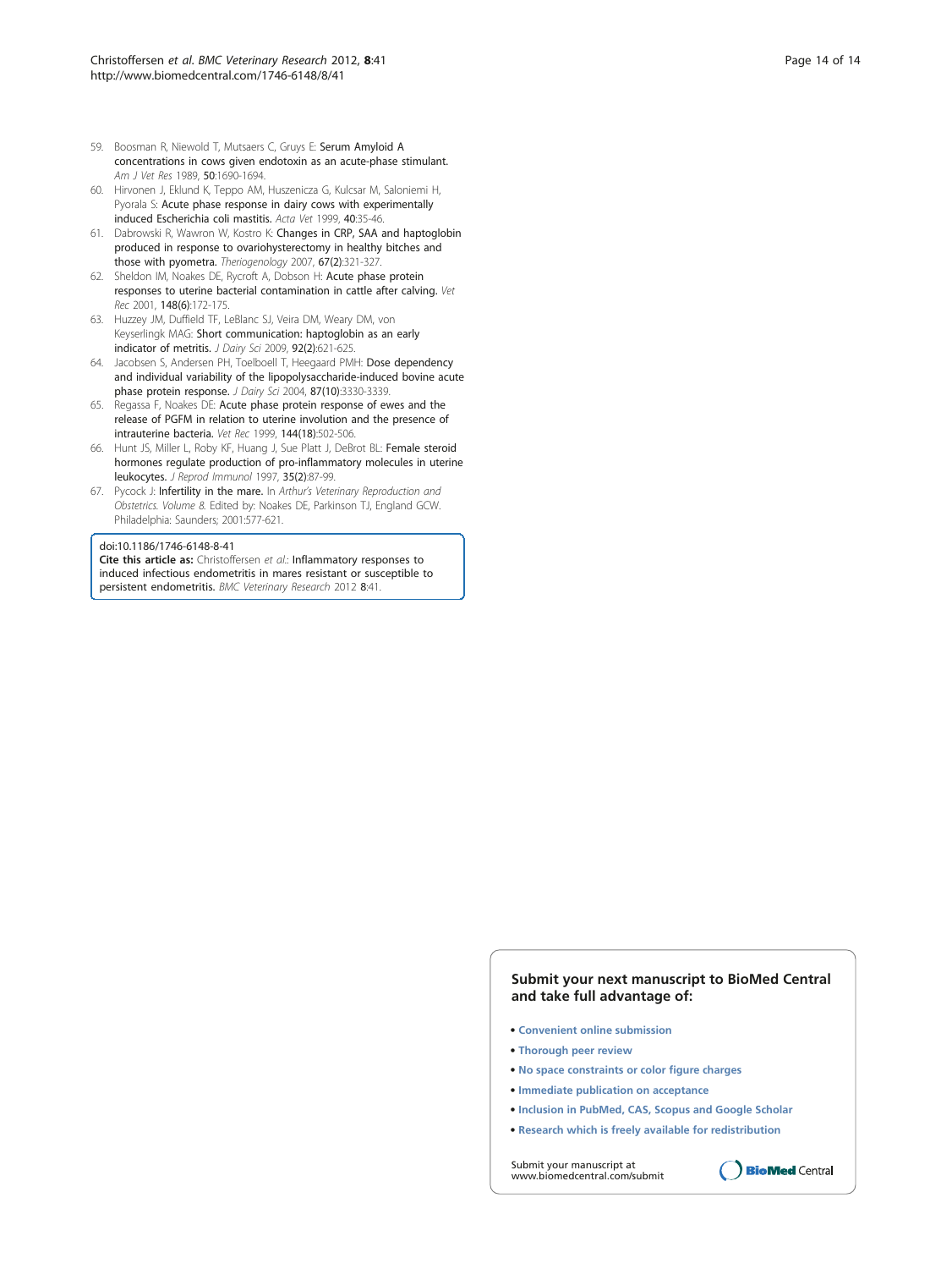59. Boosman R, Niewold T, Mutsaers C, Gruys E: **Serum Amyloid A concentrations in cows given endotoxin as an acute-phase stimulant.** *Am J Vet Res* 1989, **50**:1690-1694.
60. Hirvonen J, Eklund K, Teppo AM, Huszenicza G, Kulcsar M, Saloniemi H, Pyorala S: **Acute phase response in dairy cows with experimentally induced Escherichia coli mastitis.** *Acta Vet* 1999, **40**:35-46.
61. Dabrowski R, Wawron W, Kostro K: **Changes in CRP, SAA and haptoglobin produced in response to ovariohysterectomy in healthy bitches and those with pyometra.** *Theriogenology* 2007, **67(2)**:321-327.
62. Sheldon IM, Noakes DE, Rycroft A, Dobson H: **Acute phase protein responses to uterine bacterial contamination in cattle after calving.** *Vet Rec* 2001, **148(6)**:172-175.
63. Huzzey JM, Duffield TF, LeBlanc SJ, Veira DM, Weary DM, von Keyserlingk MAG: **Short communication: haptoglobin as an early indicator of metritis.** *J Dairy Sci* 2009, **92(2)**:621-625.
64. Jacobsen S, Andersen PH, Toelboell T, Heegaard PMH: **Dose dependency and individual variability of the lipopolysaccharide-induced bovine acute phase protein response.** *J Dairy Sci* 2004, **87(10)**:3330-3339.
65. Regassa F, Noakes DE: **Acute phase protein response of ewes and the release of PGFM in relation to uterine involution and the presence of intrauterine bacteria.** *Vet Rec* 1999, **144(18)**:502-506.
66. Hunt JS, Miller L, Roby KF, Huang J, Sue Platt J, DeBrot BL: **Female steroid hormones regulate production of pro-inflammatory molecules in uterine leukocytes.** *J Reprod Immunol* 1997, **35(2)**:87-99.
67. Pycock J: **Infertility in the mare.** In *Arthur's Veterinary Reproduction and Obstetrics. Volume 8.* Edited by: Noakes DE, Parkinson TJ, England GCW. Philadelphia: Saunders; 2001:577-621.

doi:10.1186/1746-6148-8-41
**Cite this article as:** Christoffersen *et al.*: **Inflammatory responses to induced infectious endometritis in mares resistant or susceptible to persistent endometritis.** *BMC Veterinary Research* 2012 **8**:41.

**Submit your next manuscript to BioMed Central and take full advantage of:**

- **Convenient online submission**
- **Thorough peer review**
- **No space constraints or color figure charges**
- **Immediate publication on acceptance**
- **Inclusion in PubMed, CAS, Scopus and Google Scholar**
- **Research which is freely available for redistribution**

Submit your manuscript at
www.biomedcentral.com/submit

BioMed Central